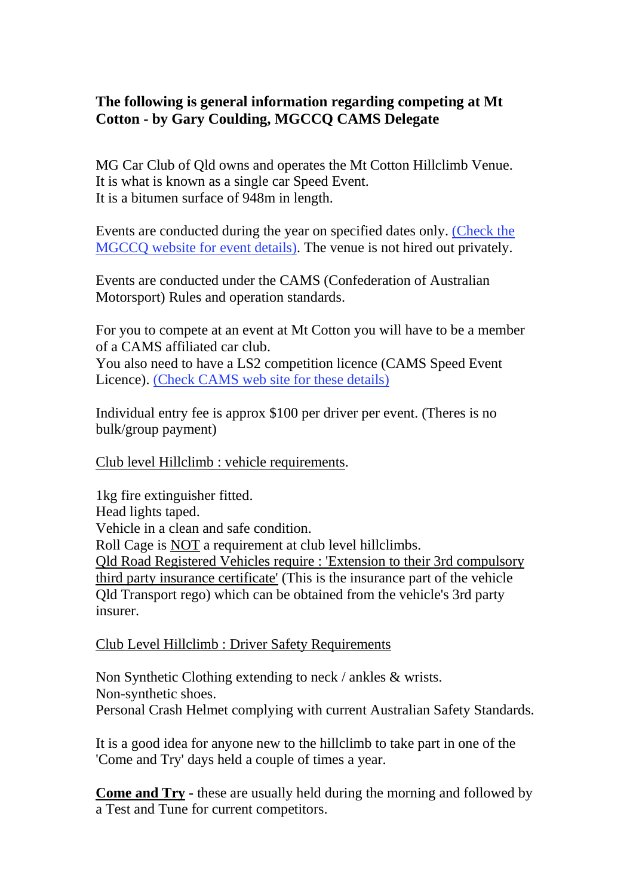**The following is general information regarding competing at Mt Cotton - by Gary Coulding, MGCCQ CAMS Delegate**

MG Car Club of Qld owns and operates the Mt Cotton Hillclimb Venue.
It is what is known as a single car Speed Event.
It is a bitumen surface of 948m in length.

Events are conducted during the year on specified dates only. (Check the MGCCQ website for event details). The venue is not hired out privately.

Events are conducted under the CAMS (Confederation of Australian Motorsport) Rules and operation standards.

For you to compete at an event at Mt Cotton you will have to be a member of a CAMS affiliated car club.
You also need to have a LS2 competition licence (CAMS Speed Event Licence). (Check CAMS web site for these details)

Individual entry fee is approx $100 per driver per event. (Theres is no bulk/group payment)

Club level Hillclimb : vehicle requirements.

1kg fire extinguisher fitted.
Head lights taped.
Vehicle in a clean and safe condition.
Roll Cage is NOT a requirement at club level hillclimbs.
Qld Road Registered Vehicles require : 'Extension to their 3rd compulsory third party insurance certificate' (This is the insurance part of the vehicle Qld Transport rego) which can be obtained from the vehicle's 3rd party insurer.

Club Level Hillclimb : Driver Safety Requirements

Non Synthetic Clothing extending to neck / ankles & wrists.
Non-synthetic shoes.
Personal Crash Helmet complying with current Australian Safety Standards.

It is a good idea for anyone new to the hillclimb to take part in one of the 'Come and Try' days held a couple of times a year.

**Come and Try** - these are usually held during the morning and followed by a Test and Tune for current competitors.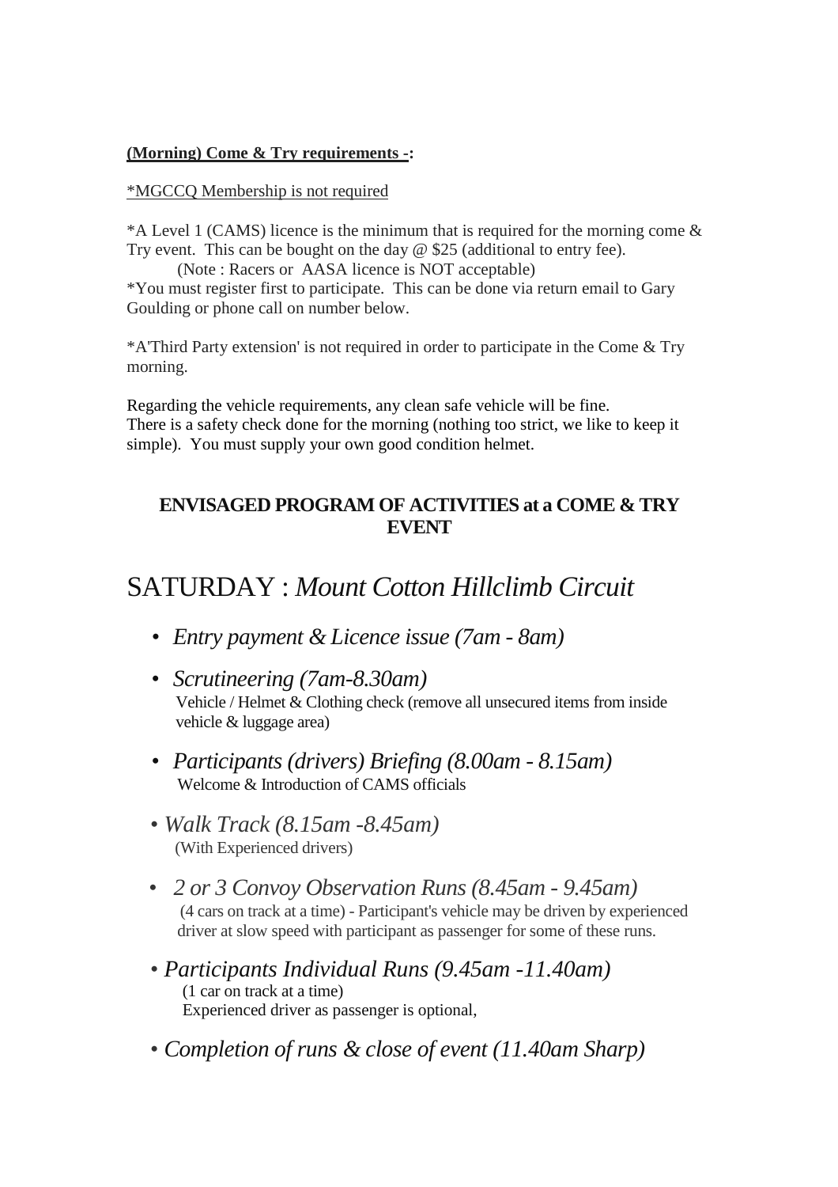**(Morning) Come & Try requirements -:**

*MGCCQ Membership is not required

*A Level 1 (CAMS) licence is the minimum that is required for the morning come & Try event. This can be bought on the day @ $25 (additional to entry fee).

(Note : Racers or AASA licence is NOT acceptable)

*You must register first to participate. This can be done via return email to Gary Goulding or phone call on number below.

*A'Third Party extension' is not required in order to participate in the Come & Try morning.

Regarding the vehicle requirements, any clean safe vehicle will be fine.
There is a safety check done for the morning (nothing too strict, we like to keep it simple). You must supply your own good condition helmet.

## ENVISAGED PROGRAM OF ACTIVITIES at a COME & TRY EVENT

# SATURDAY : *Mount Cotton Hillclimb Circuit*

- *Entry payment & Licence issue (7am - 8am)*
- *Scrutineering (7am-8.30am)*
  Vehicle / Helmet & Clothing check (remove all unsecured items from inside vehicle & luggage area)
- *Participants (drivers) Briefing (8.00am - 8.15am)*
  Welcome & Introduction of CAMS officials
- *Walk Track (8.15am -8.45am)*
  (With Experienced drivers)
- *2 or 3 Convoy Observation Runs (8.45am - 9.45am)*
  (4 cars on track at a time) - Participant's vehicle may be driven by experienced driver at slow speed with participant as passenger for some of these runs.
- *Participants Individual Runs (9.45am -11.40am)*
  (1 car on track at a time)
  Experienced driver as passenger is optional,
- *Completion of runs & close of event (11.40am Sharp)*